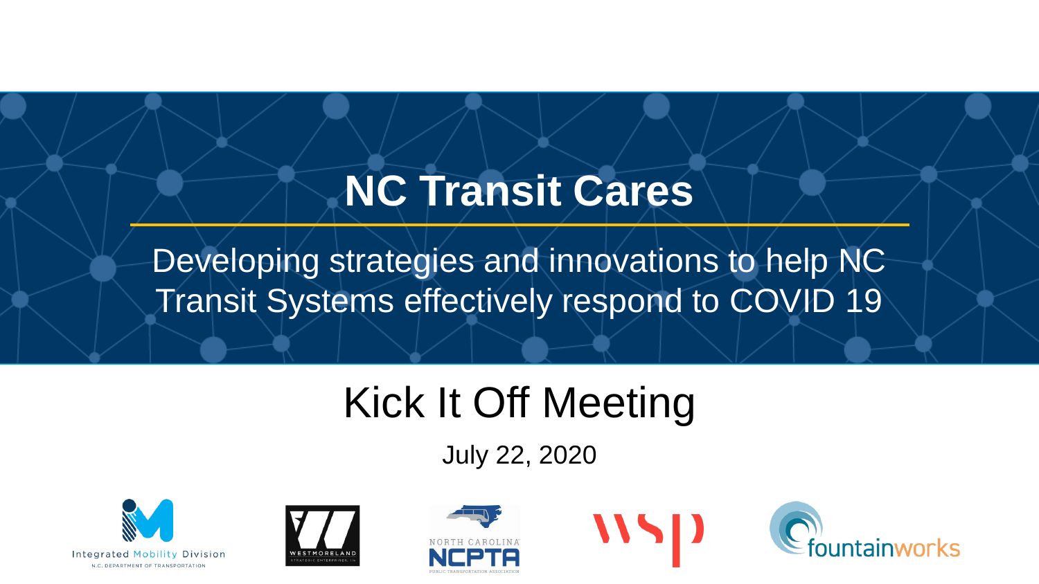# NC Transit Cares

Developing strategies and innovations to help NC Transit Systems effectively respond to COVID 19

## Kick It Off Meeting

July 22, 2020

Integrated Mobility Division
N.C. DEPARTMENT OF TRANSPORTATION

WESTMORELAND
STRATEGIC ENTERPRISES, IN

NORTH CAROLINA
NCPTA
PUBLIC TRANSPORTATION ASSOCIATION

wsp

fountainworks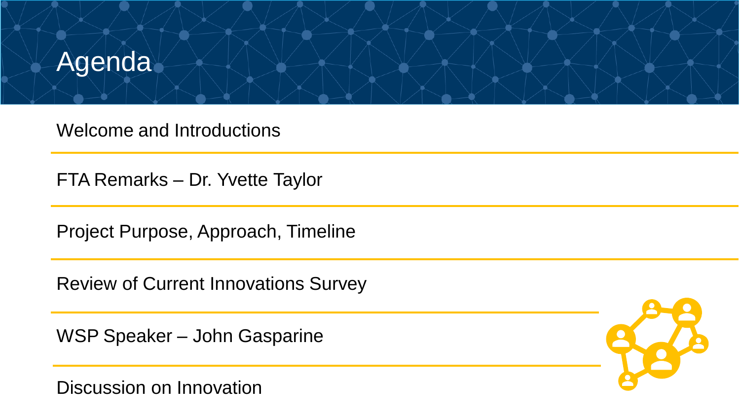# Agenda

- Welcome and Introductions
- FTA Remarks – Dr. Yvette Taylor
- Project Purpose, Approach, Timeline
- Review of Current Innovations Survey
- WSP Speaker – John Gasparine
- Discussion on Innovation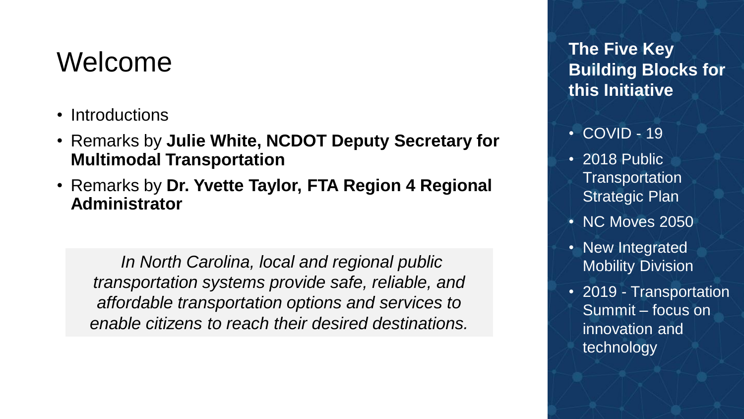# Welcome

- Introductions
- Remarks by **Julie White, NCDOT Deputy Secretary for Multimodal Transportation**
- Remarks by **Dr. Yvette Taylor, FTA Region 4 Regional Administrator**

*In North Carolina, local and regional public transportation systems provide safe, reliable, and affordable transportation options and services to enable citizens to reach their desired destinations.*

## The Five Key Building Blocks for this Initiative

- COVID - 19
- 2018 Public Transportation Strategic Plan
- NC Moves 2050
- New Integrated Mobility Division
- 2019 - Transportation Summit – focus on innovation and technology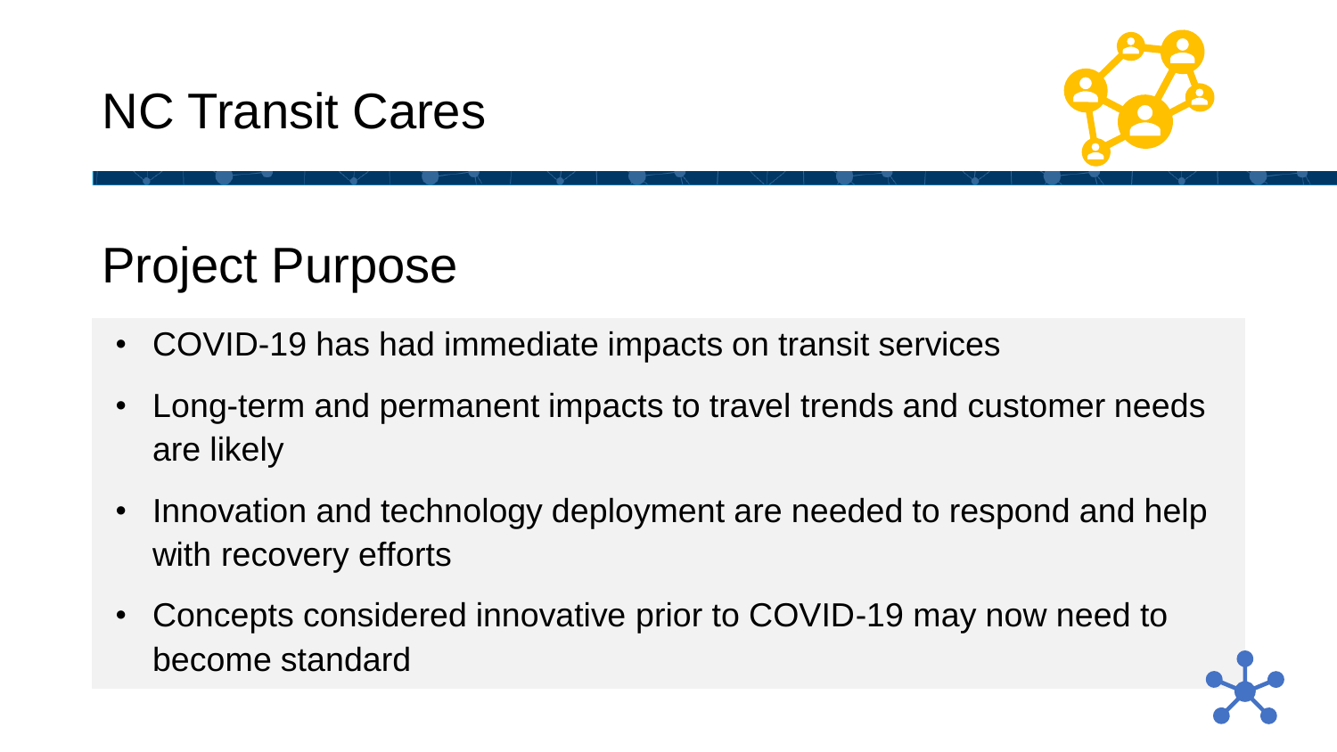# NC Transit Cares

## Project Purpose

- COVID-19 has had immediate impacts on transit services
- Long-term and permanent impacts to travel trends and customer needs are likely
- Innovation and technology deployment are needed to respond and help with recovery efforts
- Concepts considered innovative prior to COVID-19 may now need to become standard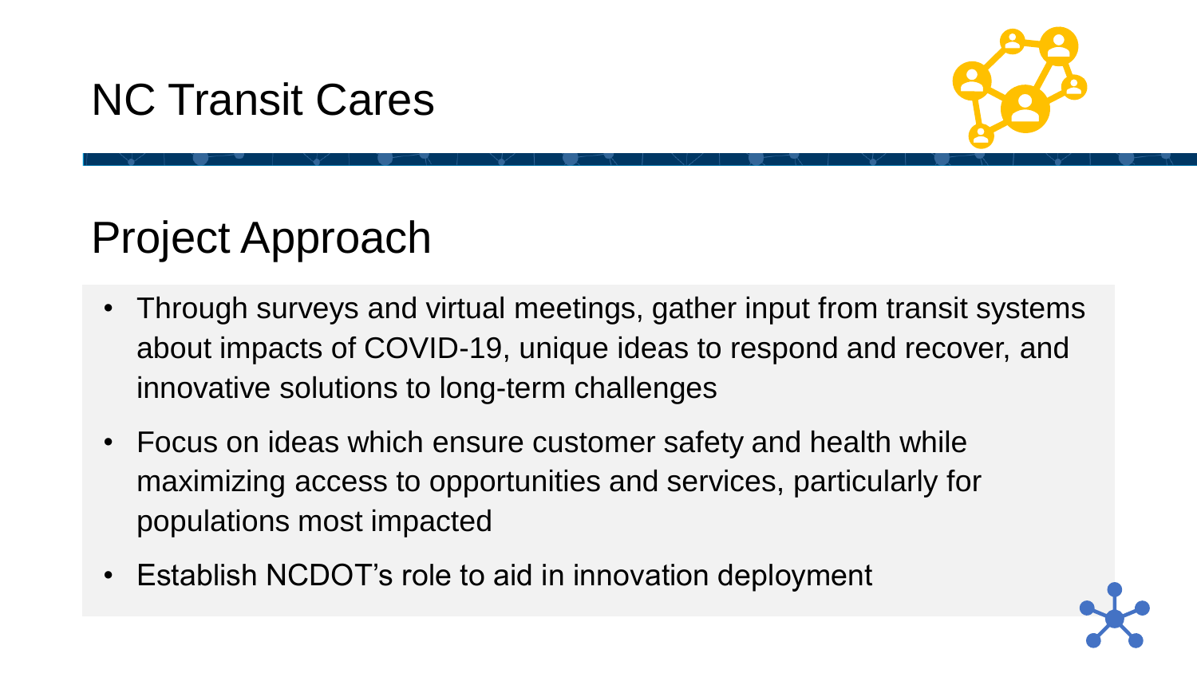# NC Transit Cares

## Project Approach

- Through surveys and virtual meetings, gather input from transit systems about impacts of COVID-19, unique ideas to respond and recover, and innovative solutions to long-term challenges
- Focus on ideas which ensure customer safety and health while maximizing access to opportunities and services, particularly for populations most impacted
- Establish NCDOT's role to aid in innovation deployment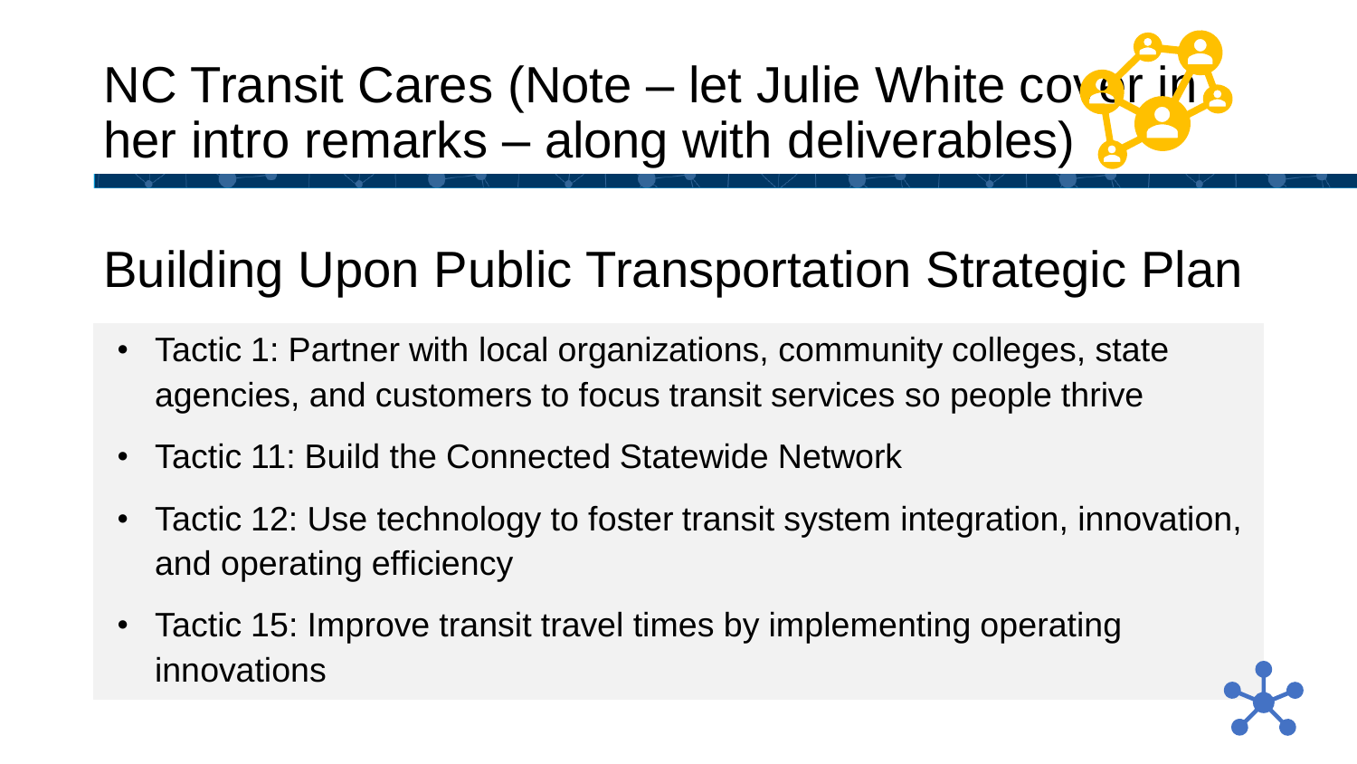# NC Transit Cares (Note – let Julie White cover in her intro remarks – along with deliverables)

## Building Upon Public Transportation Strategic Plan

- Tactic 1: Partner with local organizations, community colleges, state agencies, and customers to focus transit services so people thrive
- Tactic 11: Build the Connected Statewide Network
- Tactic 12: Use technology to foster transit system integration, innovation, and operating efficiency
- Tactic 15: Improve transit travel times by implementing operating innovations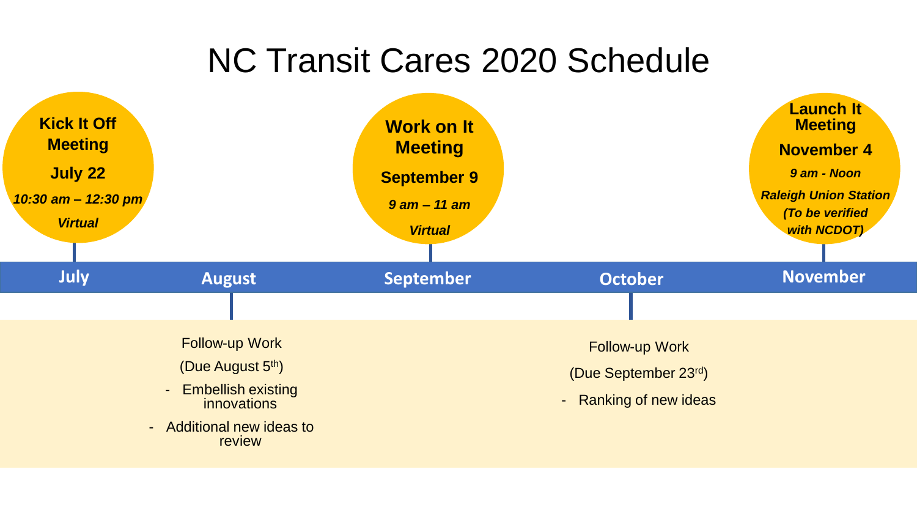# NC Transit Cares 2020 Schedule

**Kick It Off Meeting**

**July 22**

***10:30 am – 12:30 pm***

***Virtual***

**Work on It Meeting**

**September 9**

***9 am – 11 am***

***Virtual***

**Launch It Meeting**

**November 4**

***9 am - Noon***

***Raleigh Union Station (To be verified with NCDOT)***

**July** | **August** | **September** | **October** | **November**

**August:**

Follow-up Work

(Due August 5th)

- Embellish existing innovations
- Additional new ideas to review

**October:**

Follow-up Work

(Due September 23rd)

- Ranking of new ideas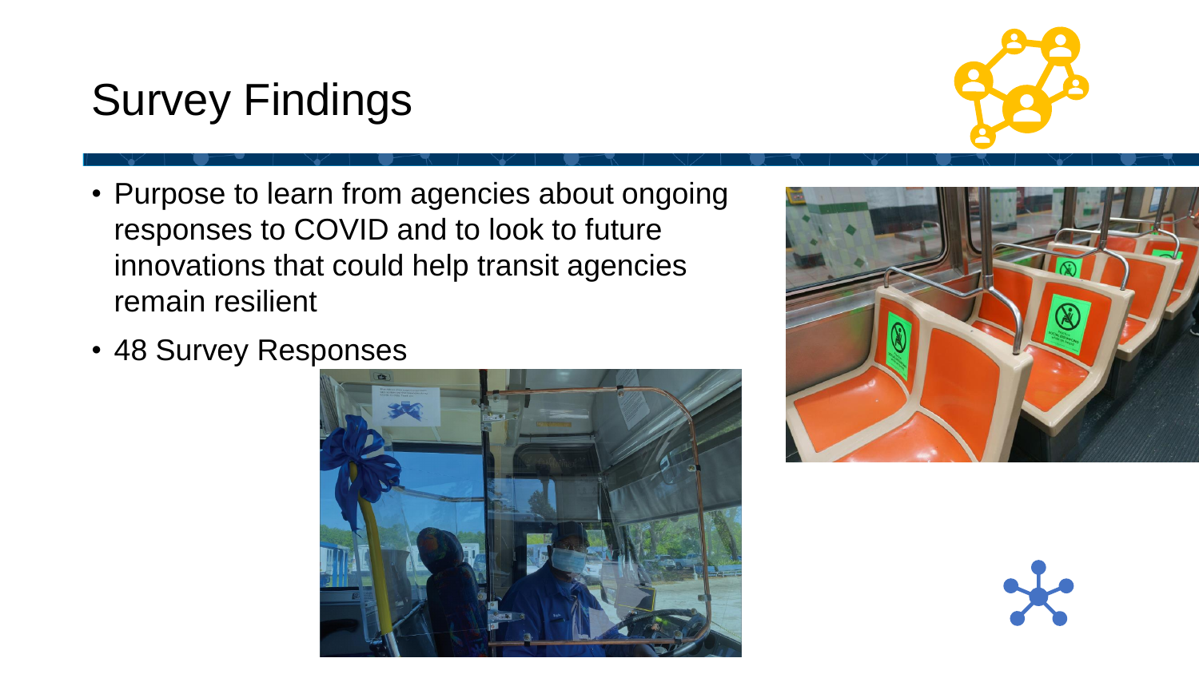# Survey Findings

- Purpose to learn from agencies about ongoing responses to COVID and to look to future innovations that could help transit agencies remain resilient
- 48 Survey Responses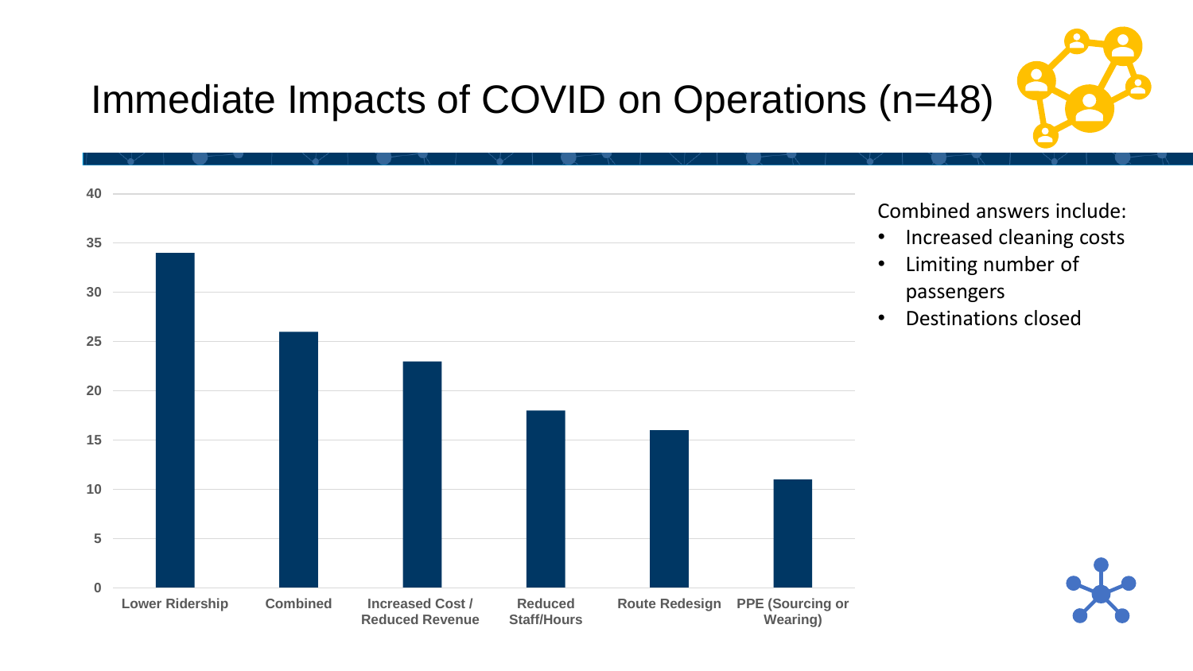# Immediate Impacts of COVID on Operations (n=48)

| Impact | Count |
| --- | --- |
| Lower Ridership | 34 |
| Combined | 26 |
| Increased Cost / Reduced Revenue | 23 |
| Reduced Staff/Hours | 18 |
| Route Redesign | 16 |
| PPE (Sourcing or Wearing) | 11 |

Combined answers include:

- Increased cleaning costs
- Limiting number of passengers
- Destinations closed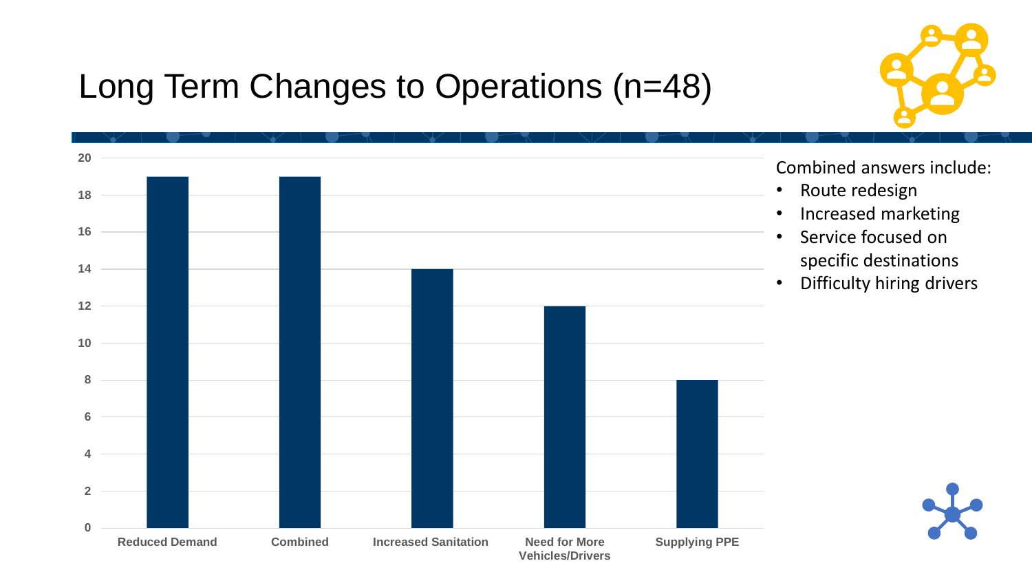# Long Term Changes to Operations (n=48)

| Category | Count |
|---|---|
| Reduced Demand | 19 |
| Combined | 19 |
| Increased Sanitation | 14 |
| Need for More Vehicles/Drivers | 12 |
| Supplying PPE | 8 |

Combined answers include:

- Route redesign
- Increased marketing
- Service focused on specific destinations
- Difficulty hiring drivers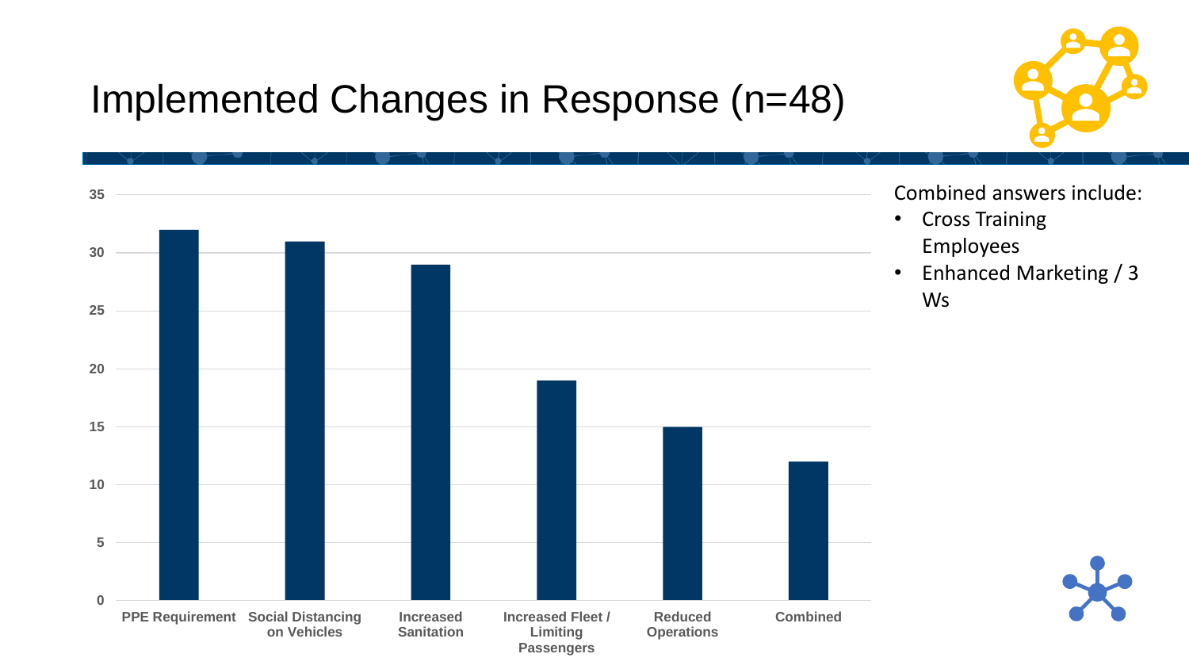# Implemented Changes in Response (n=48)

| Change | Count |
|---|---|
| PPE Requirement | 32 |
| Social Distancing on Vehicles | 31 |
| Increased Sanitation | 29 |
| Increased Fleet / Limiting Passengers | 19 |
| Reduced Operations | 15 |
| Combined | 12 |

Combined answers include:

- Cross Training Employees
- Enhanced Marketing / 3 Ws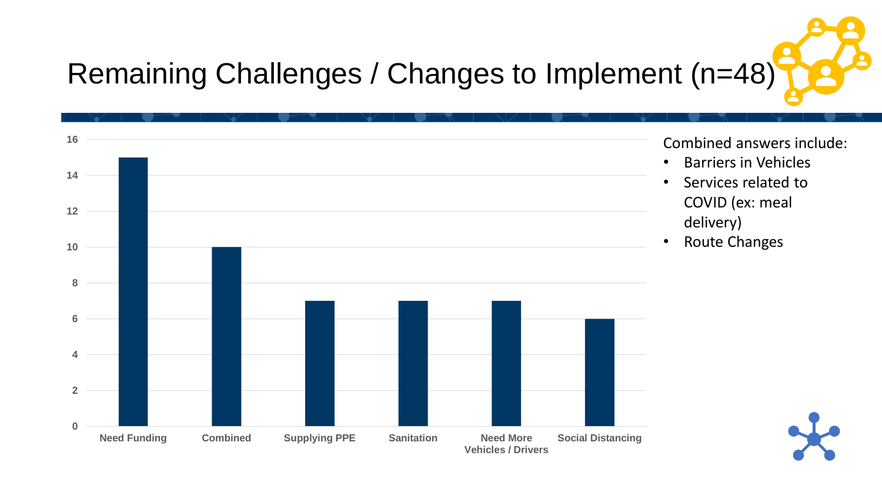# Remaining Challenges / Changes to Implement (n=48)

| Category | Count |
|---|---|
| Need Funding | 15 |
| Combined | 10 |
| Supplying PPE | 7 |
| Sanitation | 7 |
| Need More Vehicles / Drivers | 7 |
| Social Distancing | 6 |

Combined answers include:

- Barriers in Vehicles
- Services related to COVID (ex: meal delivery)
- Route Changes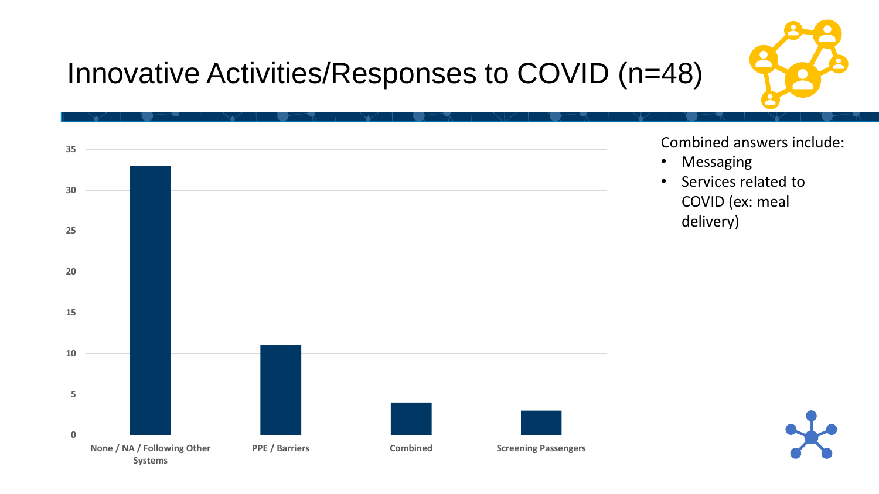# Innovative Activities/Responses to COVID (n=48)

| Category | Count |
|---|---|
| None / NA / Following Other Systems | 33 |
| PPE / Barriers | 11 |
| Combined | 4 |
| Screening Passengers | 3 |

Combined answers include:

- Messaging
- Services related to COVID (ex: meal delivery)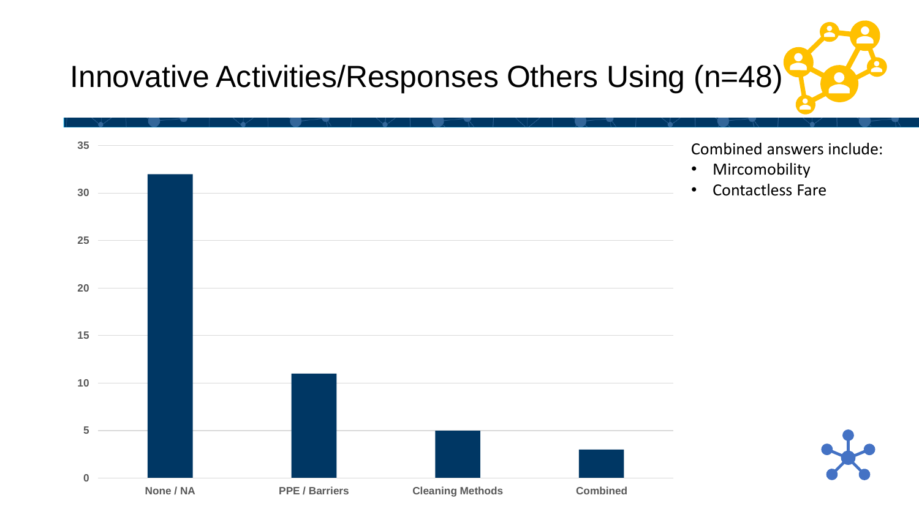# Innovative Activities/Responses Others Using (n=48)

| Category | Count |
|---|---|
| None / NA | 32 |
| PPE / Barriers | 11 |
| Cleaning Methods | 5 |
| Combined | 3 |

Combined answers include:

- Mircomobility
- Contactless Fare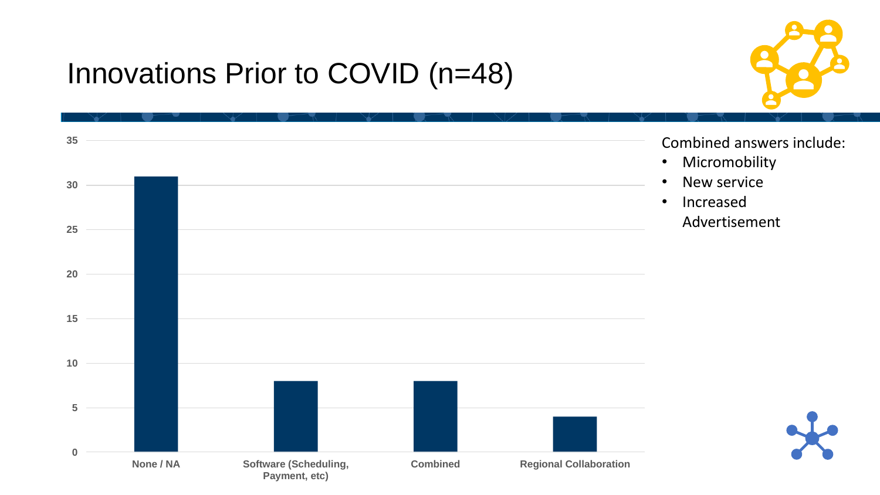# Innovations Prior to COVID (n=48)

| Category | Count |
|---|---|
| None / NA | 31 |
| Software (Scheduling, Payment, etc) | 8 |
| Combined | 8 |
| Regional Collaboration | 4 |

Combined answers include:

- Micromobility
- New service
- Increased Advertisement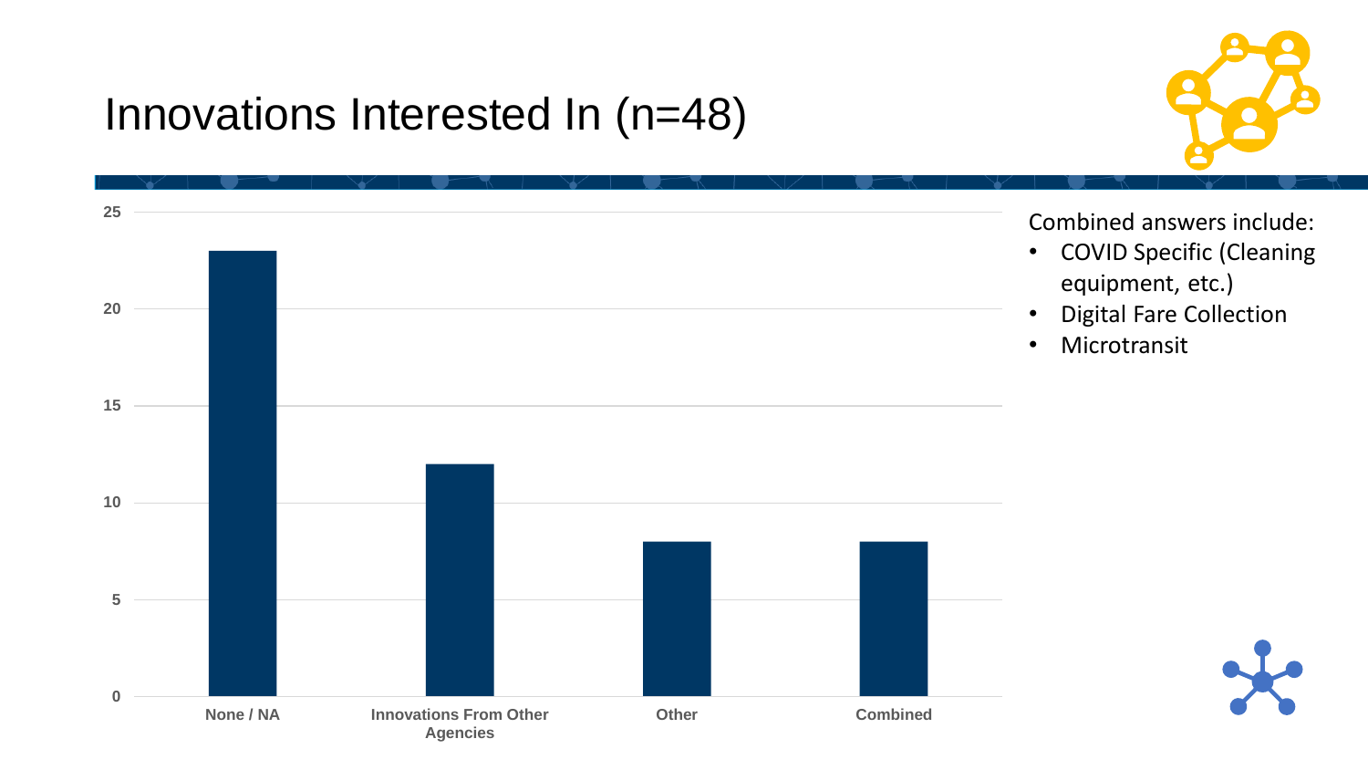# Innovations Interested In (n=48)

| Category | Count |
|---|---|
| None / NA | 23 |
| Innovations From Other Agencies | 12 |
| Other | 8 |
| Combined | 8 |

Combined answers include:

- COVID Specific (Cleaning equipment, etc.)
- Digital Fare Collection
- Microtransit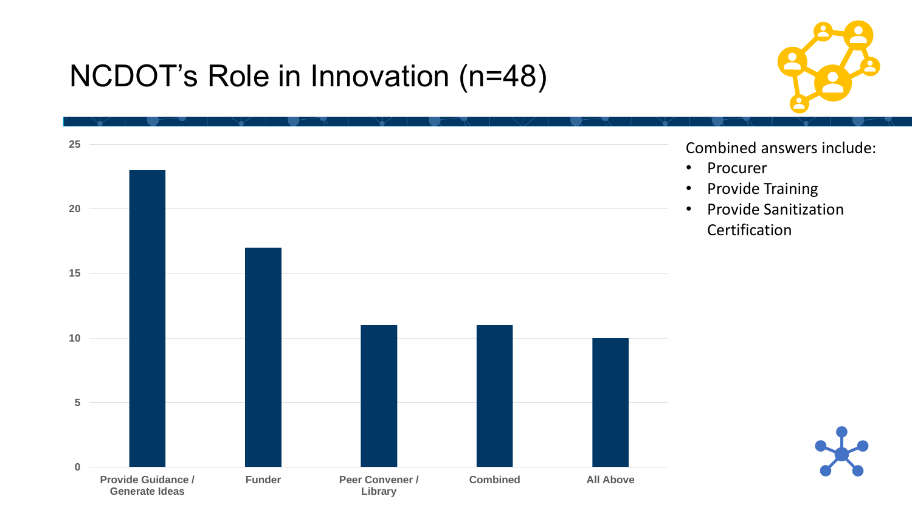# NCDOT's Role in Innovation (n=48)

| Role | Count |
|---|---|
| Provide Guidance / Generate Ideas | 23 |
| Funder | 17 |
| Peer Convener / Library | 11 |
| Combined | 11 |
| All Above | 10 |

Combined answers include:

- Procurer
- Provide Training
- Provide Sanitization Certification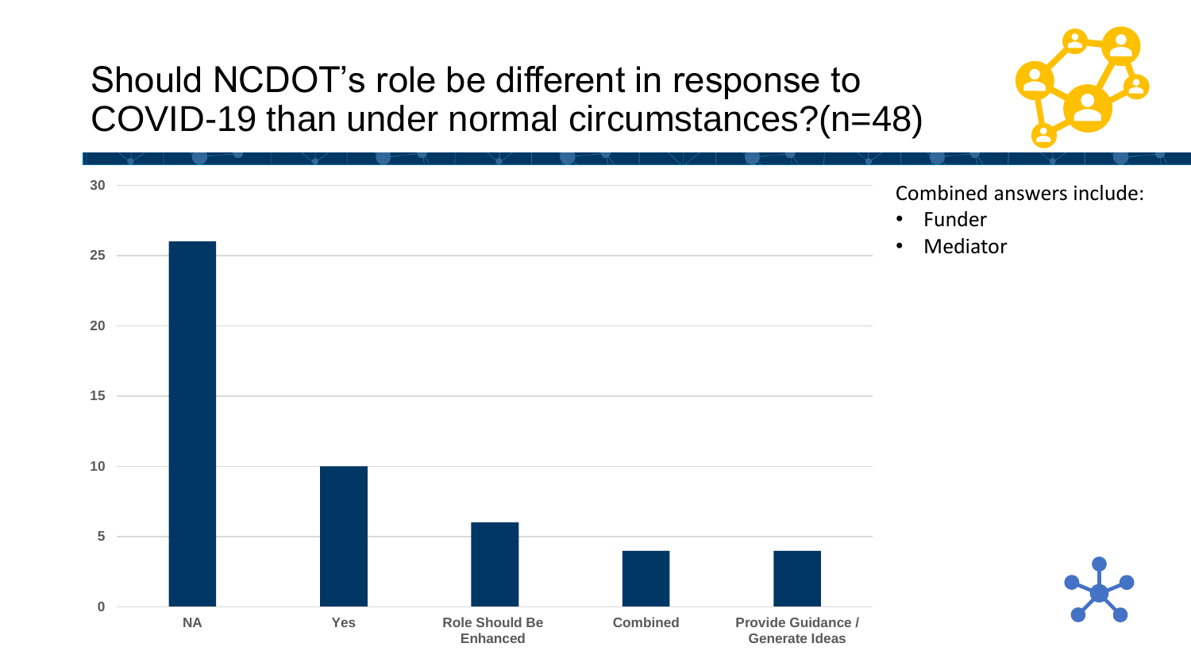# Should NCDOT's role be different in response to COVID-19 than under normal circumstances?(n=48)

| Response | Count |
| --- | --- |
| NA | 26 |
| Yes | 10 |
| Role Should Be Enhanced | 6 |
| Combined | 4 |
| Provide Guidance / Generate Ideas | 4 |

Combined answers include:

- Funder
- Mediator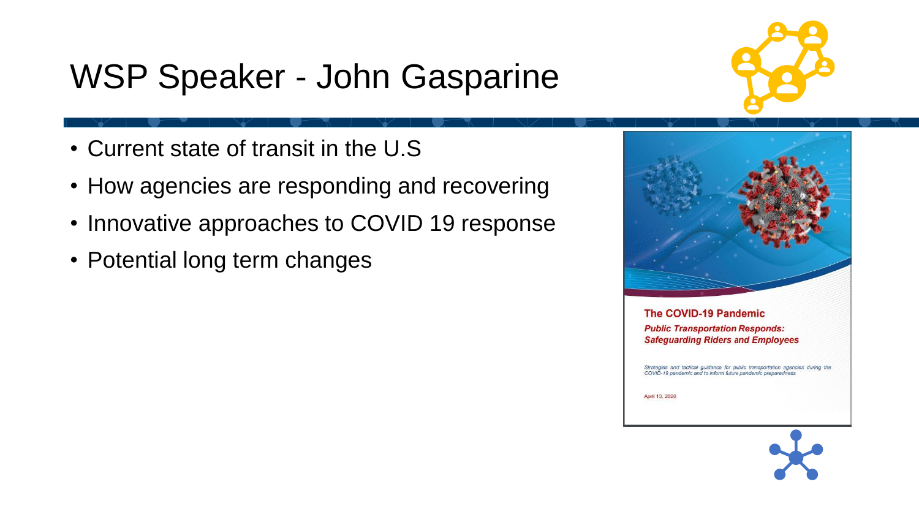# WSP Speaker - John Gasparine

- Current state of transit in the U.S
- How agencies are responding and recovering
- Innovative approaches to COVID 19 response
- Potential long term changes

**The COVID-19 Pandemic**

***Public Transportation Responds: Safeguarding Riders and Employees***

*Strategies and tactical guidance for public transportation agencies during the COVID-19 pandemic and to inform future pandemic preparedness*

April 13, 2020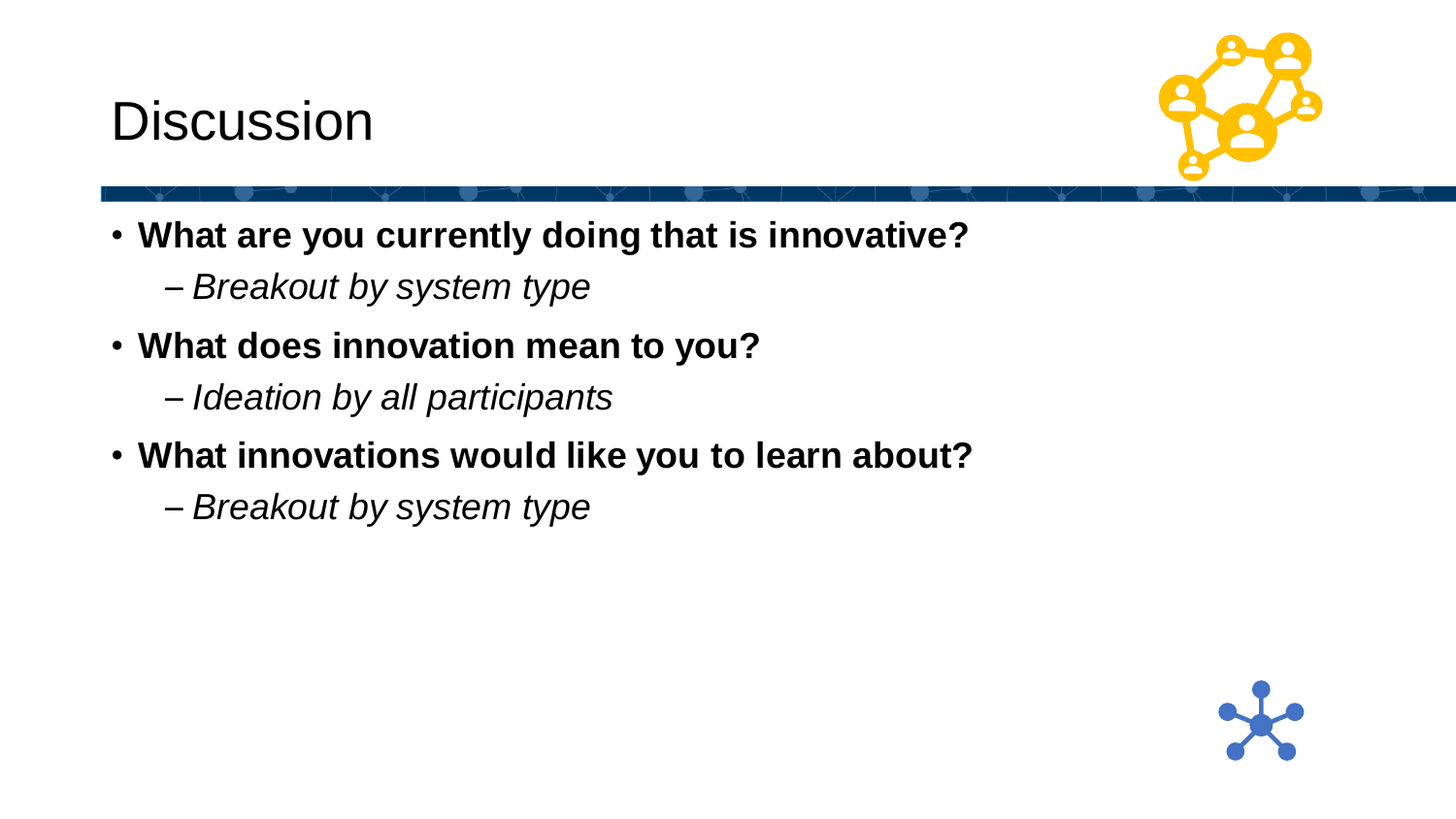# Discussion

- **What are you currently doing that is innovative?**
  - *Breakout by system type*
- **What does innovation mean to you?**
  - *Ideation by all participants*
- **What innovations would like you to learn about?**
  - *Breakout by system type*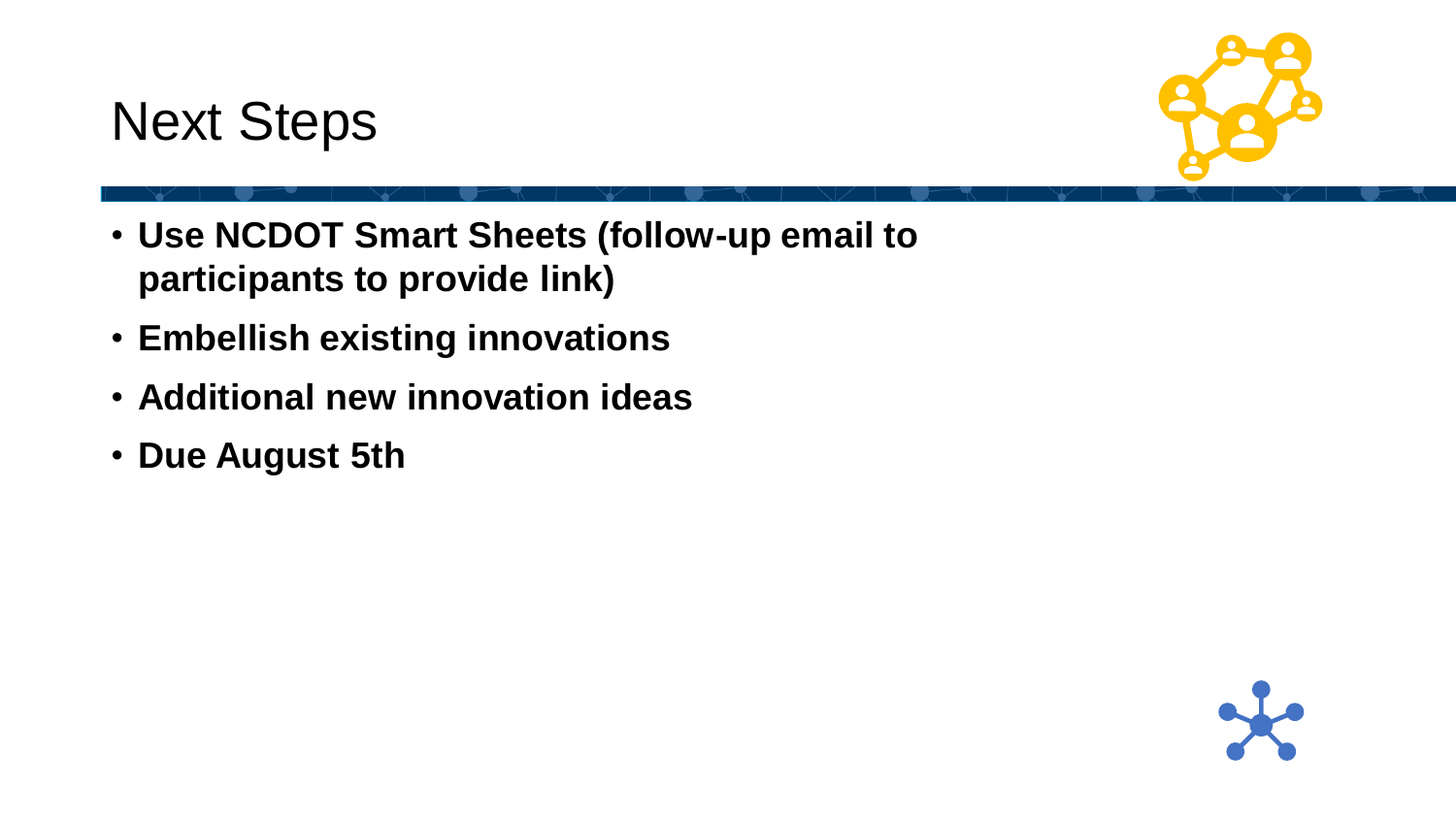# Next Steps

- **Use NCDOT Smart Sheets (follow-up email to participants to provide link)**
- **Embellish existing innovations**
- **Additional new innovation ideas**
- **Due August 5th**